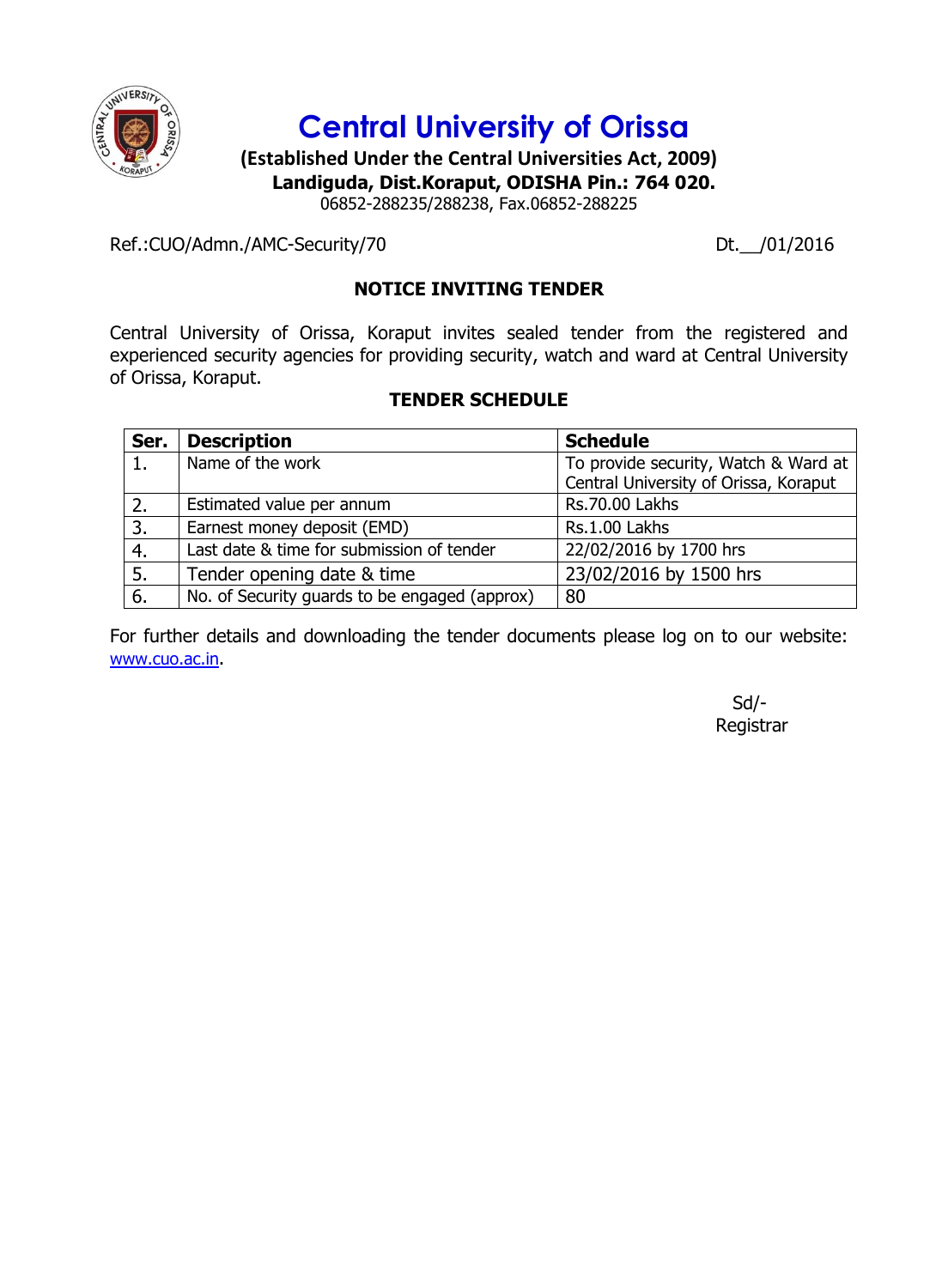# Central University of Orissa

**(Established Under the Central Universities Act, 2009)**
**Landiguda, Dist.Koraput, ODISHA Pin.: 764 020.**
06852-288235/288238, Fax.06852-288225

Ref.:CUO/Admn./AMC-Security/70 Dt.__/01/2016

## NOTICE INVITING TENDER

Central University of Orissa, Koraput invites sealed tender from the registered and experienced security agencies for providing security, watch and ward at Central University of Orissa, Koraput.

### TENDER SCHEDULE

| Ser. | Description | Schedule |
|---|---|---|
| 1. | Name of the work | To provide security, Watch & Ward at Central University of Orissa, Koraput |
| 2. | Estimated value per annum | Rs.70.00 Lakhs |
| 3. | Earnest money deposit (EMD) | Rs.1.00 Lakhs |
| 4. | Last date & time for submission of tender | 22/02/2016 by 1700 hrs |
| 5. | Tender opening date & time | 23/02/2016 by 1500 hrs |
| 6. | No. of Security guards to be engaged (approx) | 80 |

For further details and downloading the tender documents please log on to our website: www.cuo.ac.in.

Sd/-
Registrar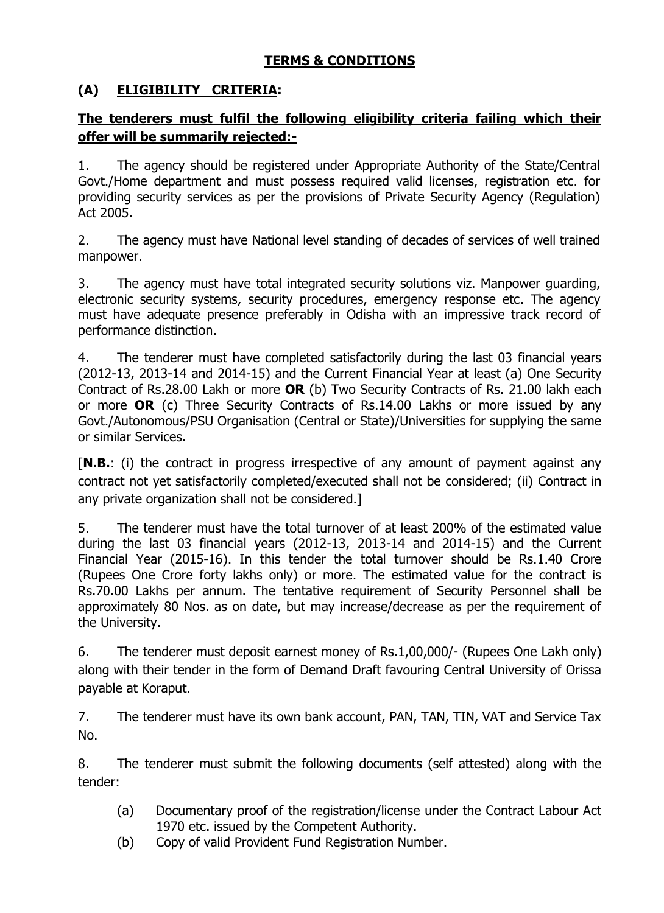## TERMS & CONDITIONS

### (A) ELIGIBILITY CRITERIA:

**The tenderers must fulfil the following eligibility criteria failing which their offer will be summarily rejected:-**

1. The agency should be registered under Appropriate Authority of the State/Central Govt./Home department and must possess required valid licenses, registration etc. for providing security services as per the provisions of Private Security Agency (Regulation) Act 2005.

2. The agency must have National level standing of decades of services of well trained manpower.

3. The agency must have total integrated security solutions viz. Manpower guarding, electronic security systems, security procedures, emergency response etc. The agency must have adequate presence preferably in Odisha with an impressive track record of performance distinction.

4. The tenderer must have completed satisfactorily during the last 03 financial years (2012-13, 2013-14 and 2014-15) and the Current Financial Year at least (a) One Security Contract of Rs.28.00 Lakh or more **OR** (b) Two Security Contracts of Rs. 21.00 lakh each or more **OR** (c) Three Security Contracts of Rs.14.00 Lakhs or more issued by any Govt./Autonomous/PSU Organisation (Central or State)/Universities for supplying the same or similar Services.

[**N.B.**: (i) the contract in progress irrespective of any amount of payment against any contract not yet satisfactorily completed/executed shall not be considered; (ii) Contract in any private organization shall not be considered.]

5. The tenderer must have the total turnover of at least 200% of the estimated value during the last 03 financial years (2012-13, 2013-14 and 2014-15) and the Current Financial Year (2015-16). In this tender the total turnover should be Rs.1.40 Crore (Rupees One Crore forty lakhs only) or more. The estimated value for the contract is Rs.70.00 Lakhs per annum. The tentative requirement of Security Personnel shall be approximately 80 Nos. as on date, but may increase/decrease as per the requirement of the University.

6. The tenderer must deposit earnest money of Rs.1,00,000/- (Rupees One Lakh only) along with their tender in the form of Demand Draft favouring Central University of Orissa payable at Koraput.

7. The tenderer must have its own bank account, PAN, TAN, TIN, VAT and Service Tax No.

8. The tenderer must submit the following documents (self attested) along with the tender:

    (a) Documentary proof of the registration/license under the Contract Labour Act 1970 etc. issued by the Competent Authority.
    
    (b) Copy of valid Provident Fund Registration Number.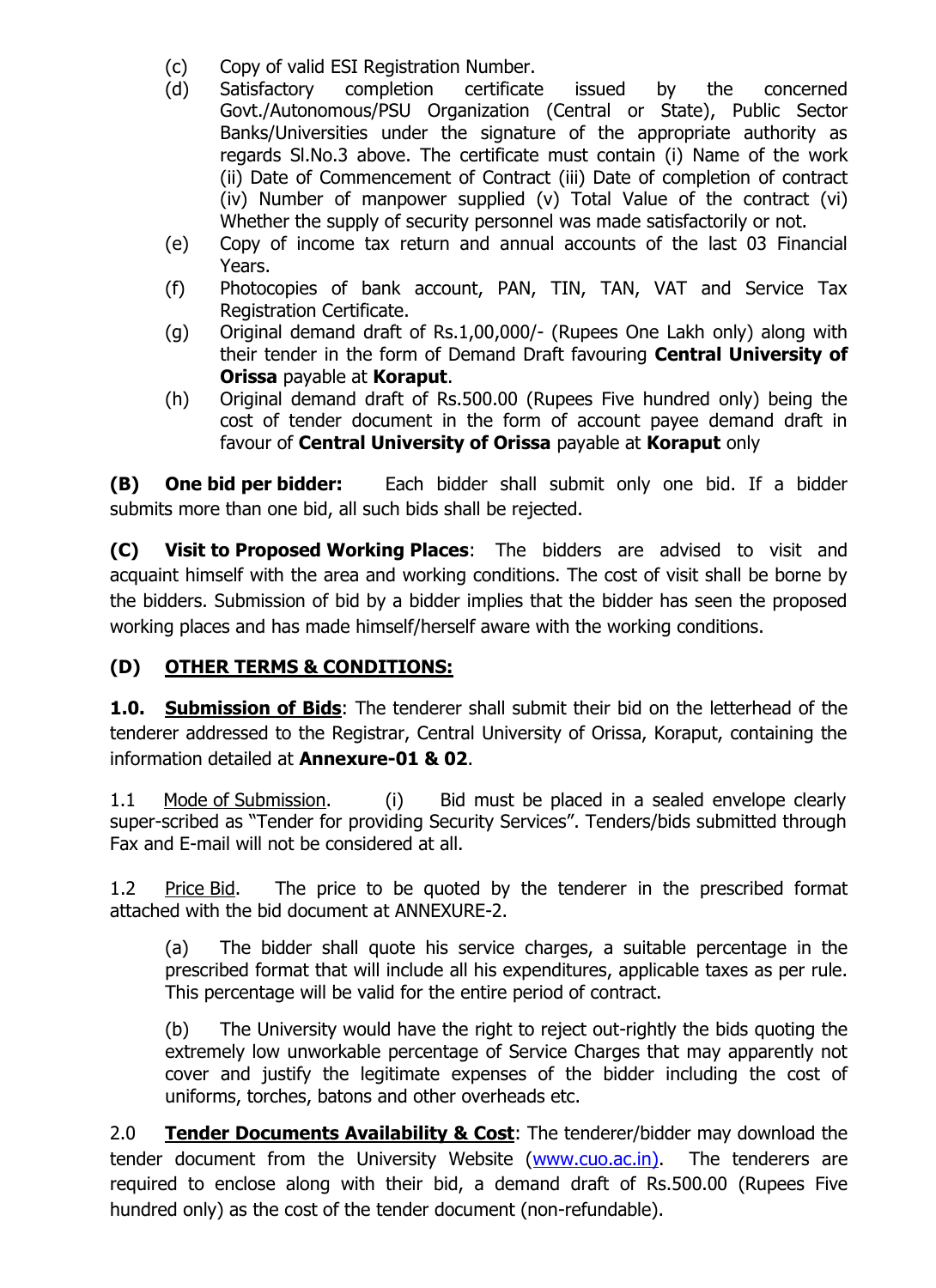(c) Copy of valid ESI Registration Number.

(d) Satisfactory completion certificate issued by the concerned Govt./Autonomous/PSU Organization (Central or State), Public Sector Banks/Universities under the signature of the appropriate authority as regards Sl.No.3 above. The certificate must contain (i) Name of the work (ii) Date of Commencement of Contract (iii) Date of completion of contract (iv) Number of manpower supplied (v) Total Value of the contract (vi) Whether the supply of security personnel was made satisfactorily or not.

(e) Copy of income tax return and annual accounts of the last 03 Financial Years.

(f) Photocopies of bank account, PAN, TIN, TAN, VAT and Service Tax Registration Certificate.

(g) Original demand draft of Rs.1,00,000/- (Rupees One Lakh only) along with their tender in the form of Demand Draft favouring **Central University of Orissa** payable at **Koraput**.

(h) Original demand draft of Rs.500.00 (Rupees Five hundred only) being the cost of tender document in the form of account payee demand draft in favour of **Central University of Orissa** payable at **Koraput** only

**(B) One bid per bidder:** Each bidder shall submit only one bid. If a bidder submits more than one bid, all such bids shall be rejected.

**(C) Visit to Proposed Working Places**: The bidders are advised to visit and acquaint himself with the area and working conditions. The cost of visit shall be borne by the bidders. Submission of bid by a bidder implies that the bidder has seen the proposed working places and has made himself/herself aware with the working conditions.

## (D) OTHER TERMS & CONDITIONS:

**1.0. Submission of Bids**: The tenderer shall submit their bid on the letterhead of the tenderer addressed to the Registrar, Central University of Orissa, Koraput, containing the information detailed at **Annexure-01 & 02**.

1.1 Mode of Submission. (i) Bid must be placed in a sealed envelope clearly super-scribed as "Tender for providing Security Services". Tenders/bids submitted through Fax and E-mail will not be considered at all.

1.2 Price Bid. The price to be quoted by the tenderer in the prescribed format attached with the bid document at ANNEXURE-2.

(a) The bidder shall quote his service charges, a suitable percentage in the prescribed format that will include all his expenditures, applicable taxes as per rule. This percentage will be valid for the entire period of contract.

(b) The University would have the right to reject out-rightly the bids quoting the extremely low unworkable percentage of Service Charges that may apparently not cover and justify the legitimate expenses of the bidder including the cost of uniforms, torches, batons and other overheads etc.

2.0 **Tender Documents Availability & Cost**: The tenderer/bidder may download the tender document from the University Website (www.cuo.ac.in). The tenderers are required to enclose along with their bid, a demand draft of Rs.500.00 (Rupees Five hundred only) as the cost of the tender document (non-refundable).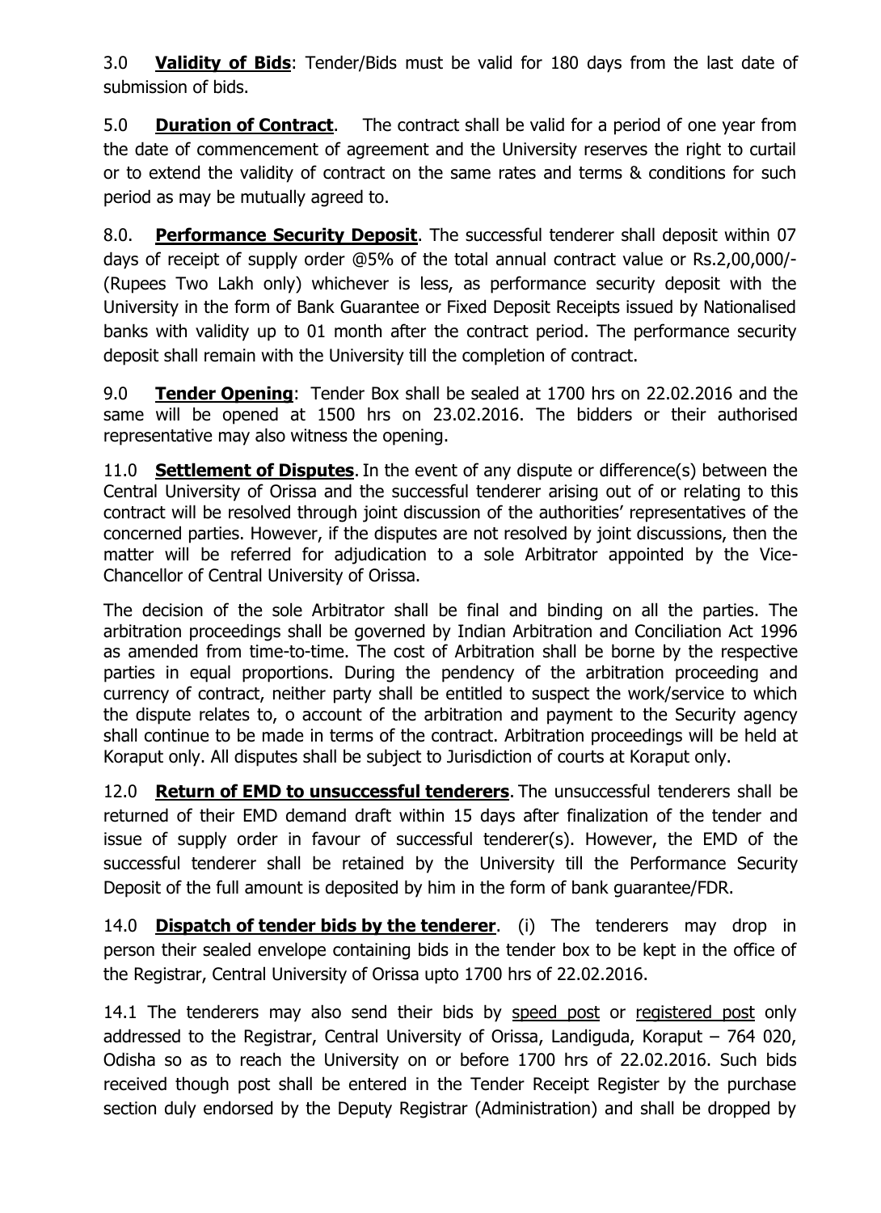3.0 **Validity of Bids**: Tender/Bids must be valid for 180 days from the last date of submission of bids.

5.0 **Duration of Contract**. The contract shall be valid for a period of one year from the date of commencement of agreement and the University reserves the right to curtail or to extend the validity of contract on the same rates and terms & conditions for such period as may be mutually agreed to.

8.0. **Performance Security Deposit**. The successful tenderer shall deposit within 07 days of receipt of supply order @5% of the total annual contract value or Rs.2,00,000/- (Rupees Two Lakh only) whichever is less, as performance security deposit with the University in the form of Bank Guarantee or Fixed Deposit Receipts issued by Nationalised banks with validity up to 01 month after the contract period. The performance security deposit shall remain with the University till the completion of contract.

9.0 **Tender Opening**: Tender Box shall be sealed at 1700 hrs on 22.02.2016 and the same will be opened at 1500 hrs on 23.02.2016. The bidders or their authorised representative may also witness the opening.

11.0 **Settlement of Disputes**. In the event of any dispute or difference(s) between the Central University of Orissa and the successful tenderer arising out of or relating to this contract will be resolved through joint discussion of the authorities' representatives of the concerned parties. However, if the disputes are not resolved by joint discussions, then the matter will be referred for adjudication to a sole Arbitrator appointed by the Vice-Chancellor of Central University of Orissa.

The decision of the sole Arbitrator shall be final and binding on all the parties. The arbitration proceedings shall be governed by Indian Arbitration and Conciliation Act 1996 as amended from time-to-time. The cost of Arbitration shall be borne by the respective parties in equal proportions. During the pendency of the arbitration proceeding and currency of contract, neither party shall be entitled to suspect the work/service to which the dispute relates to, o account of the arbitration and payment to the Security agency shall continue to be made in terms of the contract. Arbitration proceedings will be held at Koraput only. All disputes shall be subject to Jurisdiction of courts at Koraput only.

12.0 **Return of EMD to unsuccessful tenderers**. The unsuccessful tenderers shall be returned of their EMD demand draft within 15 days after finalization of the tender and issue of supply order in favour of successful tenderer(s). However, the EMD of the successful tenderer shall be retained by the University till the Performance Security Deposit of the full amount is deposited by him in the form of bank guarantee/FDR.

14.0 **Dispatch of tender bids by the tenderer**. (i) The tenderers may drop in person their sealed envelope containing bids in the tender box to be kept in the office of the Registrar, Central University of Orissa upto 1700 hrs of 22.02.2016.

14.1 The tenderers may also send their bids by speed post or registered post only addressed to the Registrar, Central University of Orissa, Landiguda, Koraput – 764 020, Odisha so as to reach the University on or before 1700 hrs of 22.02.2016. Such bids received though post shall be entered in the Tender Receipt Register by the purchase section duly endorsed by the Deputy Registrar (Administration) and shall be dropped by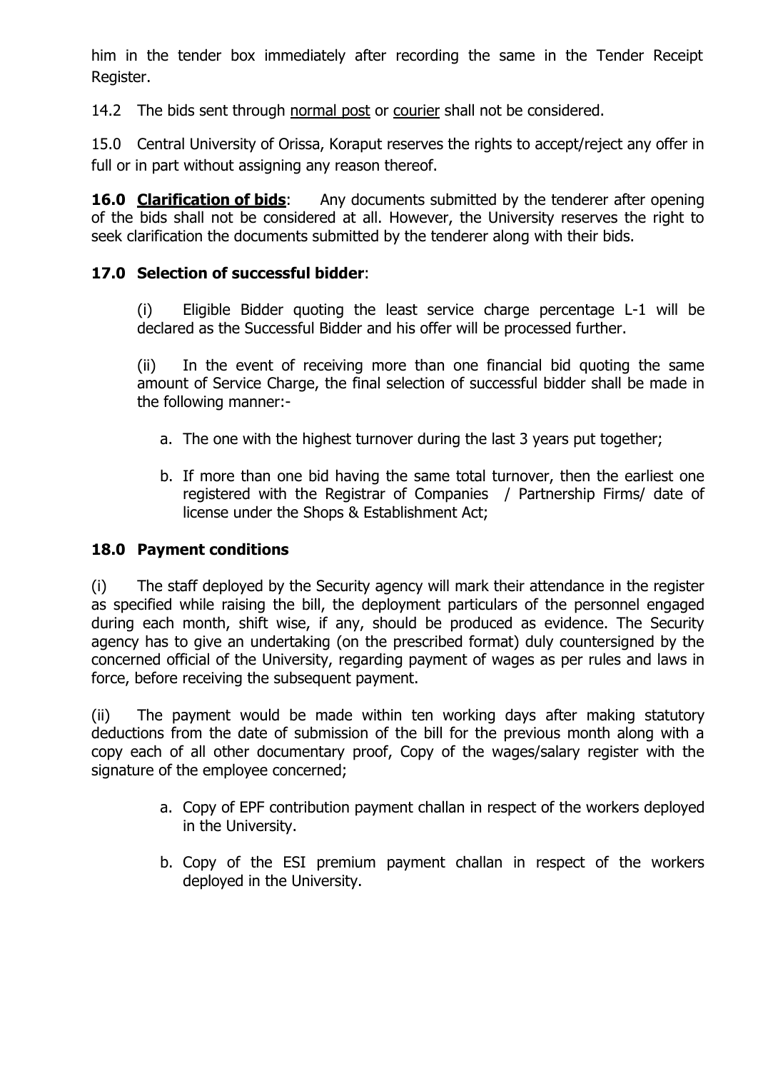him in the tender box immediately after recording the same in the Tender Receipt Register.

14.2 The bids sent through normal post or courier shall not be considered.

15.0 Central University of Orissa, Koraput reserves the rights to accept/reject any offer in full or in part without assigning any reason thereof.

**16.0 Clarification of bids**: Any documents submitted by the tenderer after opening of the bids shall not be considered at all. However, the University reserves the right to seek clarification the documents submitted by the tenderer along with their bids.

**17.0 Selection of successful bidder**:

(i) Eligible Bidder quoting the least service charge percentage L-1 will be declared as the Successful Bidder and his offer will be processed further.

(ii) In the event of receiving more than one financial bid quoting the same amount of Service Charge, the final selection of successful bidder shall be made in the following manner:-

a. The one with the highest turnover during the last 3 years put together;

b. If more than one bid having the same total turnover, then the earliest one registered with the Registrar of Companies / Partnership Firms/ date of license under the Shops & Establishment Act;

**18.0 Payment conditions**

(i) The staff deployed by the Security agency will mark their attendance in the register as specified while raising the bill, the deployment particulars of the personnel engaged during each month, shift wise, if any, should be produced as evidence. The Security agency has to give an undertaking (on the prescribed format) duly countersigned by the concerned official of the University, regarding payment of wages as per rules and laws in force, before receiving the subsequent payment.

(ii) The payment would be made within ten working days after making statutory deductions from the date of submission of the bill for the previous month along with a copy each of all other documentary proof, Copy of the wages/salary register with the signature of the employee concerned;

a. Copy of EPF contribution payment challan in respect of the workers deployed in the University.

b. Copy of the ESI premium payment challan in respect of the workers deployed in the University.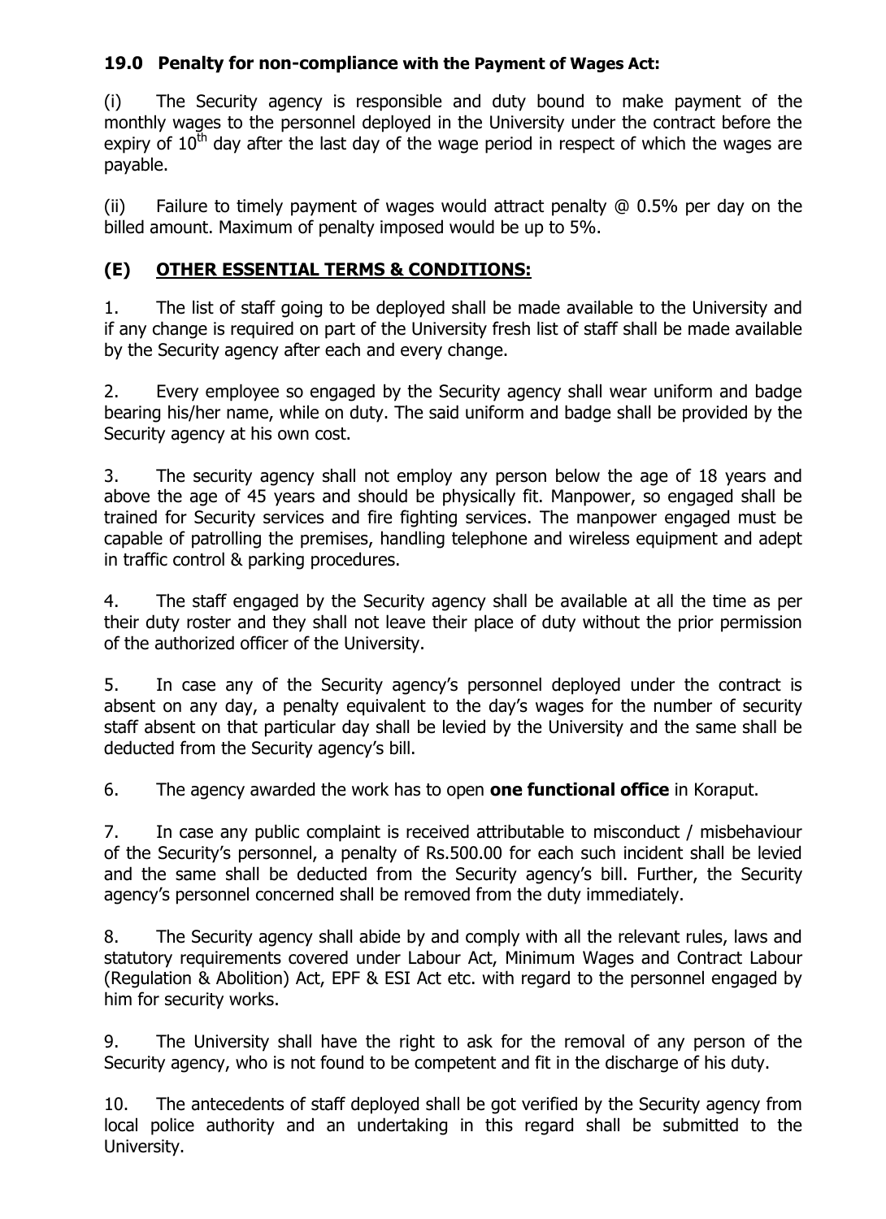### 19.0 Penalty for non-compliance with the Payment of Wages Act:

(i) The Security agency is responsible and duty bound to make payment of the monthly wages to the personnel deployed in the University under the contract before the expiry of $10^{th}$ day after the last day of the wage period in respect of which the wages are payable.

(ii) Failure to timely payment of wages would attract penalty @ 0.5% per day on the billed amount. Maximum of penalty imposed would be up to 5%.

## (E) <u>OTHER ESSENTIAL TERMS & CONDITIONS:</u>

1. The list of staff going to be deployed shall be made available to the University and if any change is required on part of the University fresh list of staff shall be made available by the Security agency after each and every change.

2. Every employee so engaged by the Security agency shall wear uniform and badge bearing his/her name, while on duty. The said uniform and badge shall be provided by the Security agency at his own cost.

3. The security agency shall not employ any person below the age of 18 years and above the age of 45 years and should be physically fit. Manpower, so engaged shall be trained for Security services and fire fighting services. The manpower engaged must be capable of patrolling the premises, handling telephone and wireless equipment and adept in traffic control & parking procedures.

4. The staff engaged by the Security agency shall be available at all the time as per their duty roster and they shall not leave their place of duty without the prior permission of the authorized officer of the University.

5. In case any of the Security agency's personnel deployed under the contract is absent on any day, a penalty equivalent to the day's wages for the number of security staff absent on that particular day shall be levied by the University and the same shall be deducted from the Security agency's bill.

6. The agency awarded the work has to open **one functional office** in Koraput.

7. In case any public complaint is received attributable to misconduct / misbehaviour of the Security's personnel, a penalty of Rs.500.00 for each such incident shall be levied and the same shall be deducted from the Security agency's bill. Further, the Security agency's personnel concerned shall be removed from the duty immediately.

8. The Security agency shall abide by and comply with all the relevant rules, laws and statutory requirements covered under Labour Act, Minimum Wages and Contract Labour (Regulation & Abolition) Act, EPF & ESI Act etc. with regard to the personnel engaged by him for security works.

9. The University shall have the right to ask for the removal of any person of the Security agency, who is not found to be competent and fit in the discharge of his duty.

10. The antecedents of staff deployed shall be got verified by the Security agency from local police authority and an undertaking in this regard shall be submitted to the University.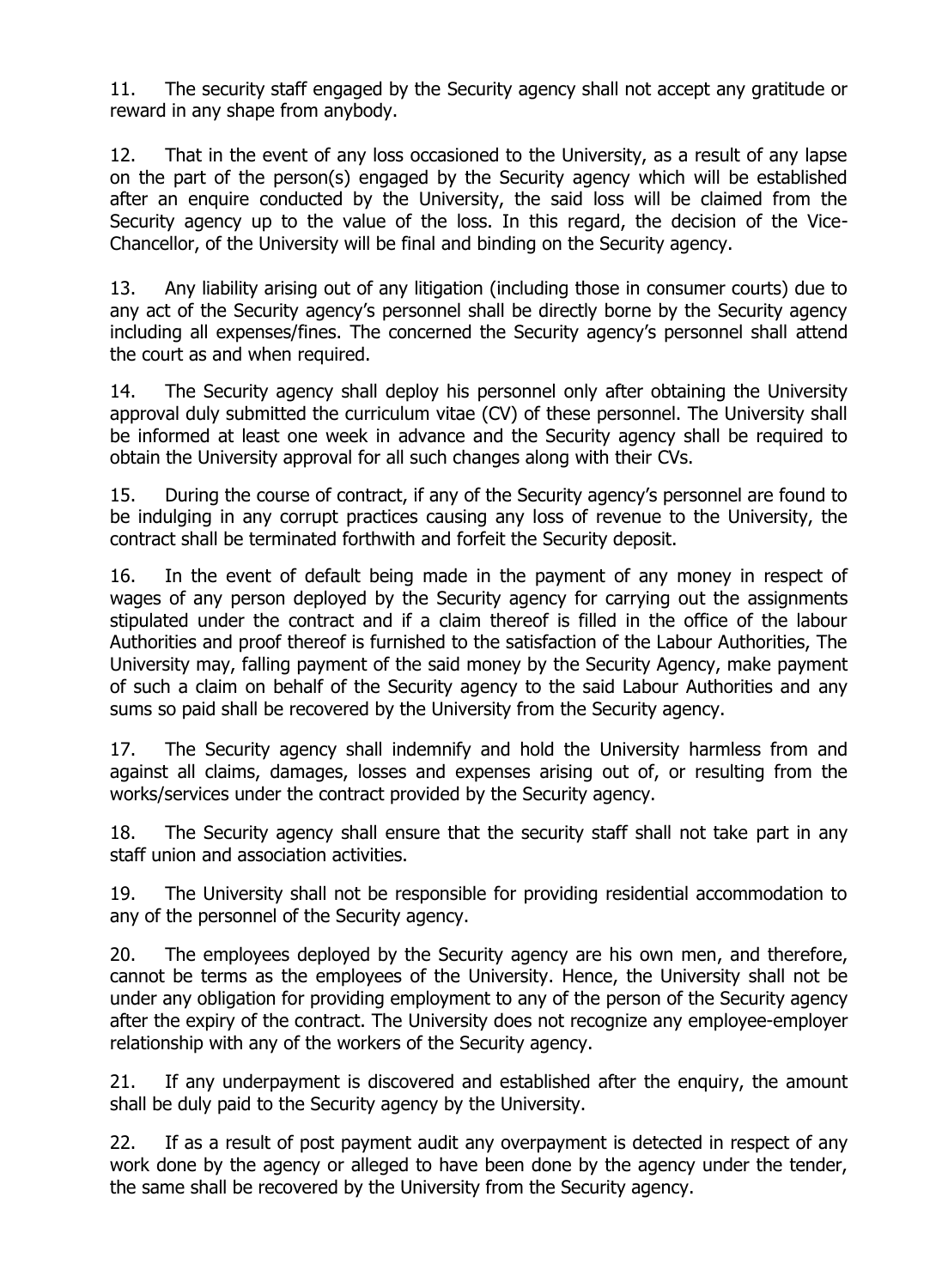11. The security staff engaged by the Security agency shall not accept any gratitude or reward in any shape from anybody.

12. That in the event of any loss occasioned to the University, as a result of any lapse on the part of the person(s) engaged by the Security agency which will be established after an enquire conducted by the University, the said loss will be claimed from the Security agency up to the value of the loss. In this regard, the decision of the Vice-Chancellor, of the University will be final and binding on the Security agency.

13. Any liability arising out of any litigation (including those in consumer courts) due to any act of the Security agency's personnel shall be directly borne by the Security agency including all expenses/fines. The concerned the Security agency's personnel shall attend the court as and when required.

14. The Security agency shall deploy his personnel only after obtaining the University approval duly submitted the curriculum vitae (CV) of these personnel. The University shall be informed at least one week in advance and the Security agency shall be required to obtain the University approval for all such changes along with their CVs.

15. During the course of contract, if any of the Security agency's personnel are found to be indulging in any corrupt practices causing any loss of revenue to the University, the contract shall be terminated forthwith and forfeit the Security deposit.

16. In the event of default being made in the payment of any money in respect of wages of any person deployed by the Security agency for carrying out the assignments stipulated under the contract and if a claim thereof is filled in the office of the labour Authorities and proof thereof is furnished to the satisfaction of the Labour Authorities, The University may, falling payment of the said money by the Security Agency, make payment of such a claim on behalf of the Security agency to the said Labour Authorities and any sums so paid shall be recovered by the University from the Security agency.

17. The Security agency shall indemnify and hold the University harmless from and against all claims, damages, losses and expenses arising out of, or resulting from the works/services under the contract provided by the Security agency.

18. The Security agency shall ensure that the security staff shall not take part in any staff union and association activities.

19. The University shall not be responsible for providing residential accommodation to any of the personnel of the Security agency.

20. The employees deployed by the Security agency are his own men, and therefore, cannot be terms as the employees of the University. Hence, the University shall not be under any obligation for providing employment to any of the person of the Security agency after the expiry of the contract. The University does not recognize any employee-employer relationship with any of the workers of the Security agency.

21. If any underpayment is discovered and established after the enquiry, the amount shall be duly paid to the Security agency by the University.

22. If as a result of post payment audit any overpayment is detected in respect of any work done by the agency or alleged to have been done by the agency under the tender, the same shall be recovered by the University from the Security agency.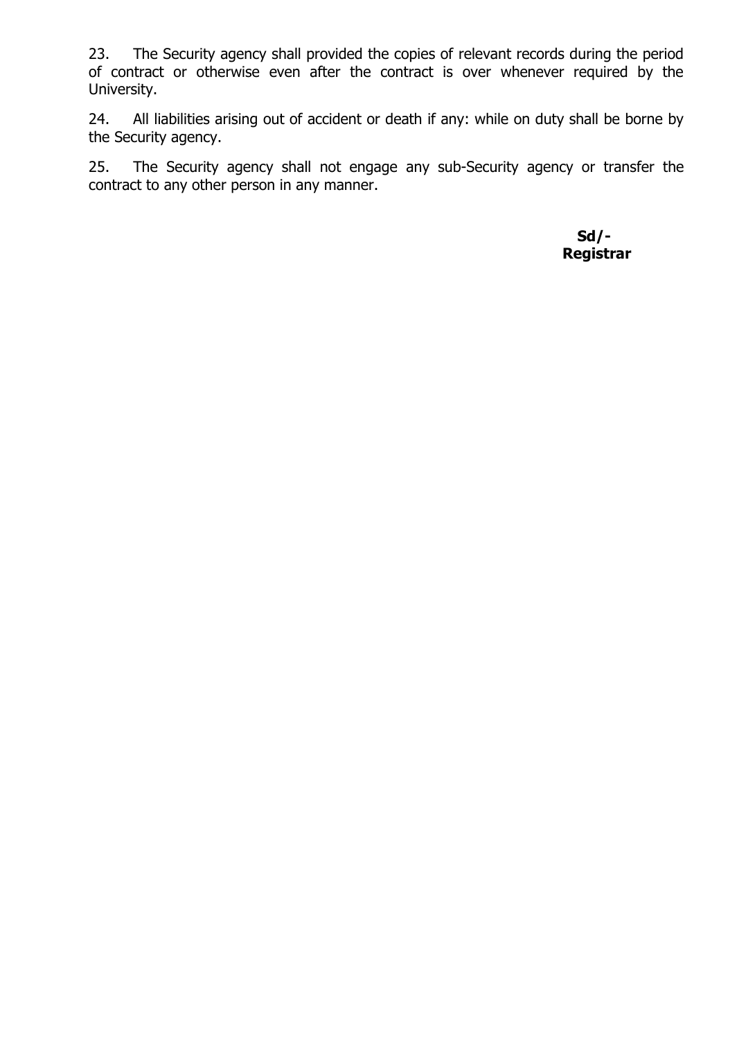23. The Security agency shall provided the copies of relevant records during the period of contract or otherwise even after the contract is over whenever required by the University.

24. All liabilities arising out of accident or death if any: while on duty shall be borne by the Security agency.

25. The Security agency shall not engage any sub-Security agency or transfer the contract to any other person in any manner.

**Sd/-**
**Registrar**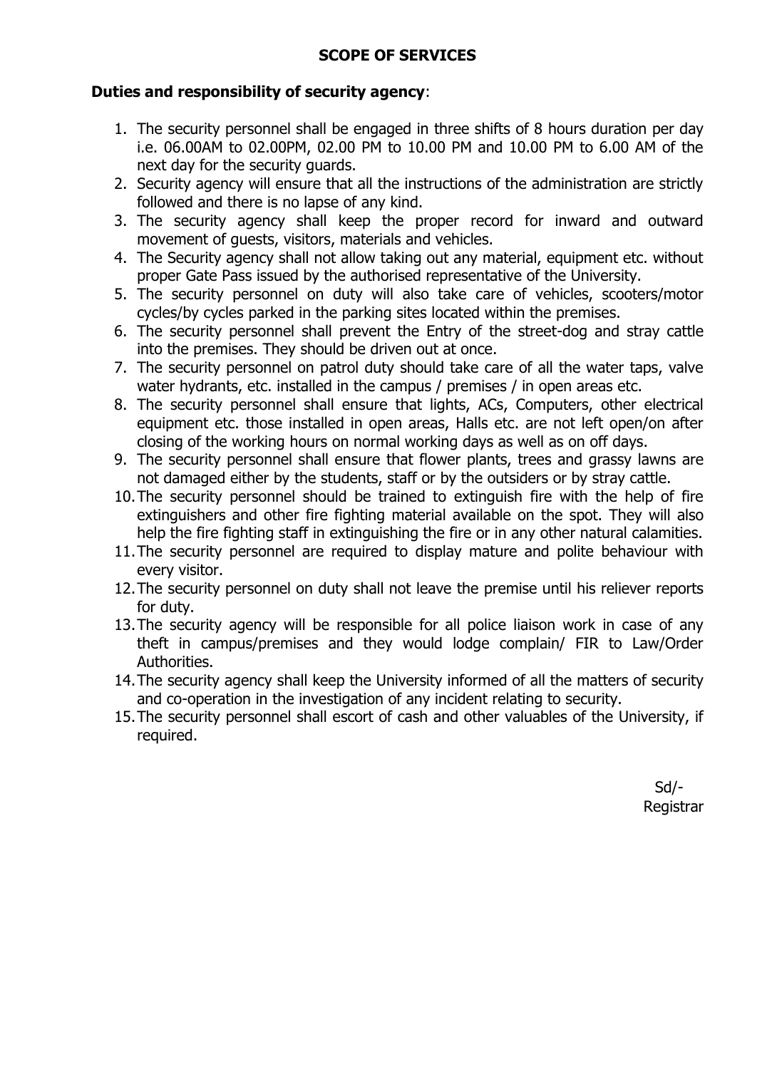## SCOPE OF SERVICES

**Duties and responsibility of security agency**:

1. The security personnel shall be engaged in three shifts of 8 hours duration per day i.e. 06.00AM to 02.00PM, 02.00 PM to 10.00 PM and 10.00 PM to 6.00 AM of the next day for the security guards.
2. Security agency will ensure that all the instructions of the administration are strictly followed and there is no lapse of any kind.
3. The security agency shall keep the proper record for inward and outward movement of guests, visitors, materials and vehicles.
4. The Security agency shall not allow taking out any material, equipment etc. without proper Gate Pass issued by the authorised representative of the University.
5. The security personnel on duty will also take care of vehicles, scooters/motor cycles/by cycles parked in the parking sites located within the premises.
6. The security personnel shall prevent the Entry of the street-dog and stray cattle into the premises. They should be driven out at once.
7. The security personnel on patrol duty should take care of all the water taps, valve water hydrants, etc. installed in the campus / premises / in open areas etc.
8. The security personnel shall ensure that lights, ACs, Computers, other electrical equipment etc. those installed in open areas, Halls etc. are not left open/on after closing of the working hours on normal working days as well as on off days.
9. The security personnel shall ensure that flower plants, trees and grassy lawns are not damaged either by the students, staff or by the outsiders or by stray cattle.
10. The security personnel should be trained to extinguish fire with the help of fire extinguishers and other fire fighting material available on the spot. They will also help the fire fighting staff in extinguishing the fire or in any other natural calamities.
11. The security personnel are required to display mature and polite behaviour with every visitor.
12. The security personnel on duty shall not leave the premise until his reliever reports for duty.
13. The security agency will be responsible for all police liaison work in case of any theft in campus/premises and they would lodge complain/ FIR to Law/Order Authorities.
14. The security agency shall keep the University informed of all the matters of security and co-operation in the investigation of any incident relating to security.
15. The security personnel shall escort of cash and other valuables of the University, if required.

Sd/-
Registrar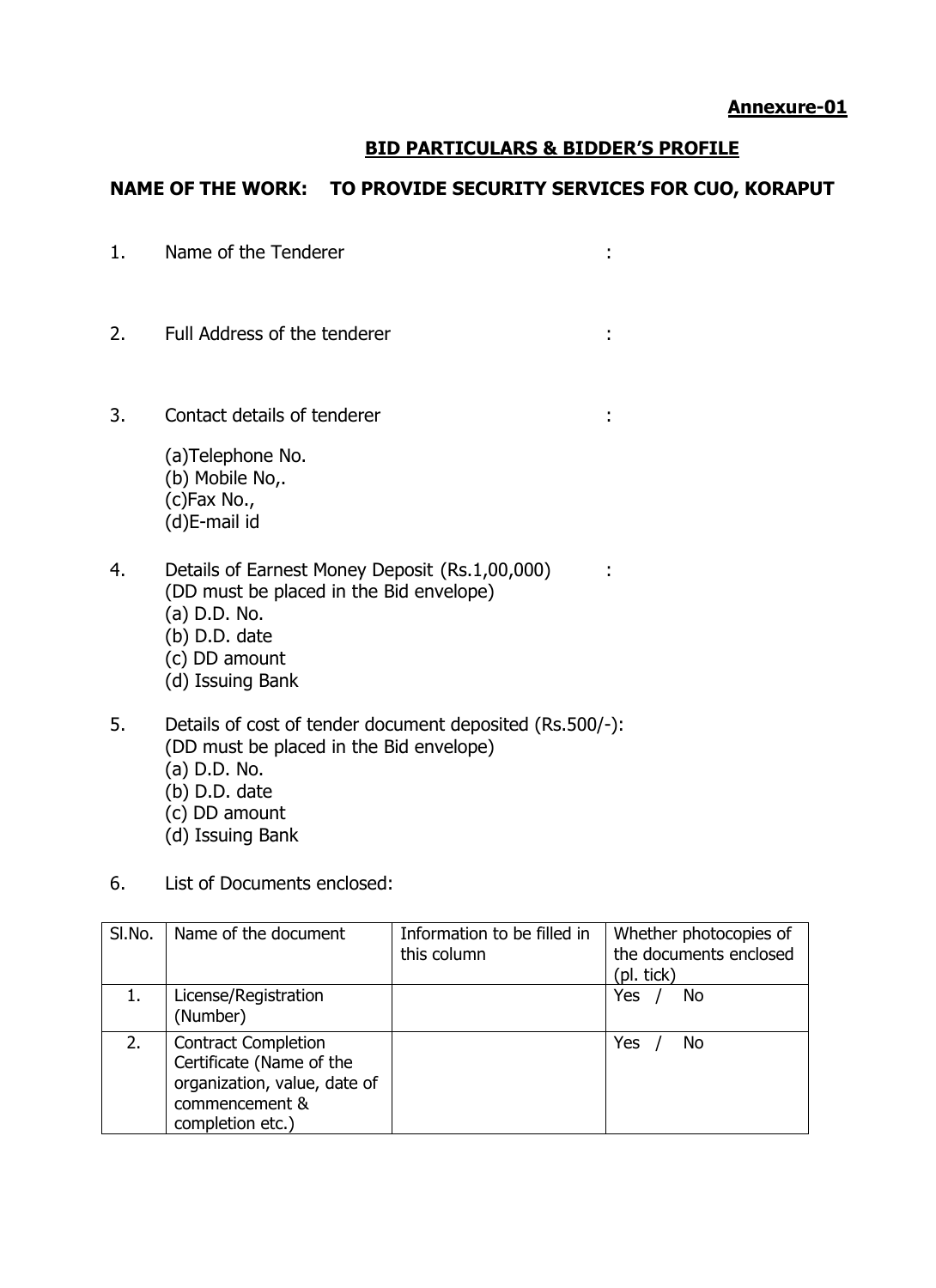**Annexure-01**

## BID PARTICULARS & BIDDER'S PROFILE

**NAME OF THE WORK: TO PROVIDE SECURITY SERVICES FOR CUO, KORAPUT**

1. Name of the Tenderer :

2. Full Address of the tenderer :

3. Contact details of tenderer :

   (a)Telephone No.
   (b) Mobile No,.
   (c)Fax No.,
   (d)E-mail id

4. Details of Earnest Money Deposit (Rs.1,00,000) :
   (DD must be placed in the Bid envelope)
   (a) D.D. No.
   (b) D.D. date
   (c) DD amount
   (d) Issuing Bank

5. Details of cost of tender document deposited (Rs.500/-):
   (DD must be placed in the Bid envelope)
   (a) D.D. No.
   (b) D.D. date
   (c) DD amount
   (d) Issuing Bank

6. List of Documents enclosed:

| Sl.No. | Name of the document | Information to be filled in this column | Whether photocopies of the documents enclosed (pl. tick) |
|---|---|---|---|
| 1. | License/Registration (Number) | | Yes / No |
| 2. | Contract Completion Certificate (Name of the organization, value, date of commencement & completion etc.) | | Yes / No |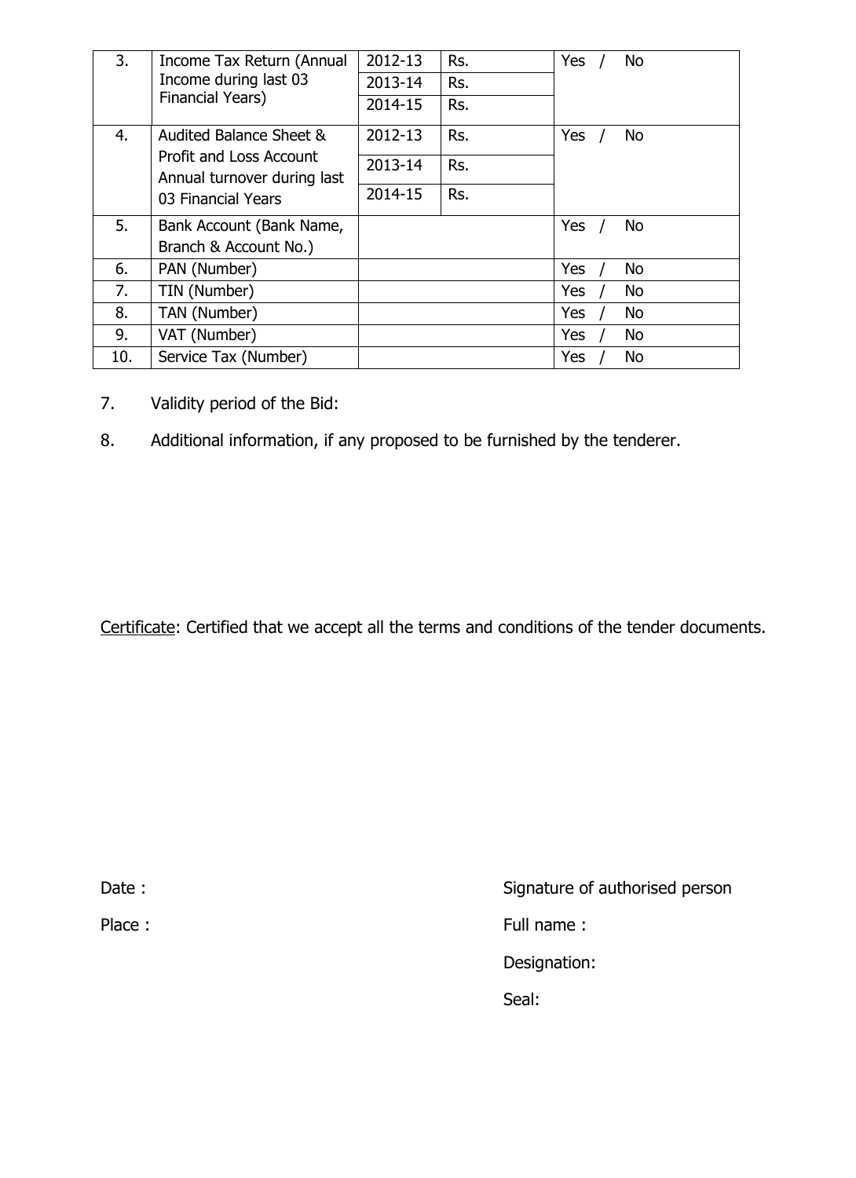| | | | | |
|---|---|---|---|---|
| 3. | Income Tax Return (Annual Income during last 03 Financial Years) | 2012-13 | Rs. | Yes / No |
| | | 2013-14 | Rs. | |
| | | 2014-15 | Rs. | |
| 4. | Audited Balance Sheet & Profit and Loss Account Annual turnover during last 03 Financial Years | 2012-13 | Rs. | Yes / No |
| | | 2013-14 | Rs. | |
| | | 2014-15 | Rs. | |
| 5. | Bank Account (Bank Name, Branch & Account No.) | | | Yes / No |
| 6. | PAN (Number) | | | Yes / No |
| 7. | TIN (Number) | | | Yes / No |
| 8. | TAN (Number) | | | Yes / No |
| 9. | VAT (Number) | | | Yes / No |
| 10. | Service Tax (Number) | | | Yes / No |

7. Validity period of the Bid:

8. Additional information, if any proposed to be furnished by the tenderer.

Certificate: Certified that we accept all the terms and conditions of the tender documents.

Date :

Place :

Signature of authorised person

Full name :

Designation:

Seal: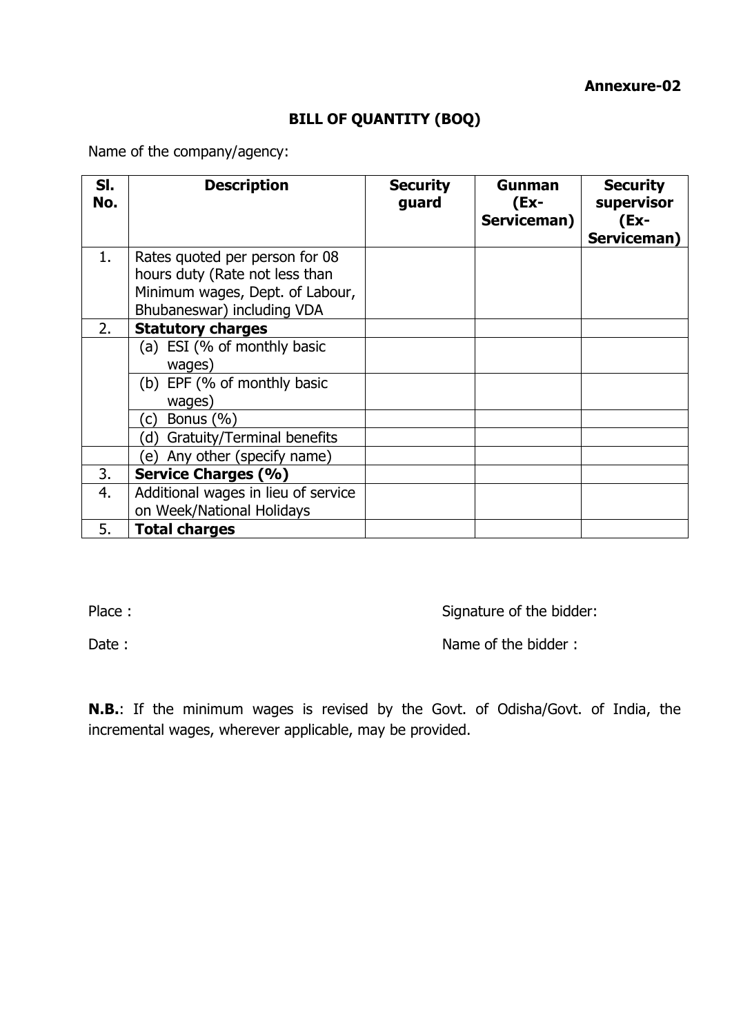**Annexure-02**

## BILL OF QUANTITY (BOQ)

Name of the company/agency:

| Sl. No. | Description | Security guard | Gunman (Ex-Serviceman) | Security supervisor (Ex-Serviceman) |
|---|---|---|---|---|
| 1. | Rates quoted per person for 08 hours duty (Rate not less than Minimum wages, Dept. of Labour, Bhubaneswar) including VDA | | | |
| 2. | **Statutory charges** | | | |
| | (a) ESI (% of monthly basic wages) | | | |
| | (b) EPF (% of monthly basic wages) | | | |
| | (c) Bonus (%) | | | |
| | (d) Gratuity/Terminal benefits | | | |
| | (e) Any other (specify name) | | | |
| 3. | **Service Charges (%)** | | | |
| 4. | Additional wages in lieu of service on Week/National Holidays | | | |
| 5. | **Total charges** | | | |

Place :

Date :

Signature of the bidder:

Name of the bidder :

**N.B.**: If the minimum wages is revised by the Govt. of Odisha/Govt. of India, the incremental wages, wherever applicable, may be provided.